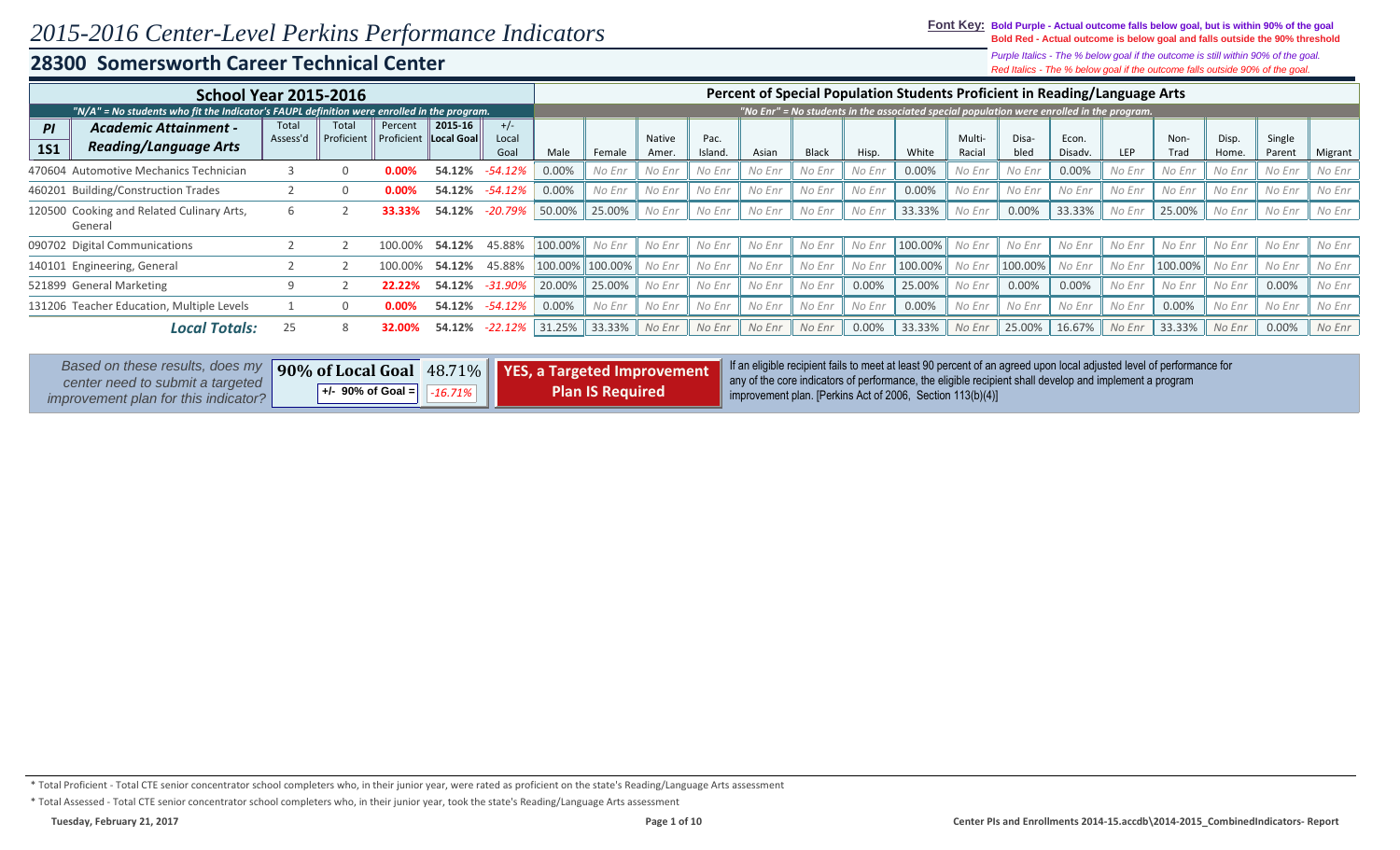# 2015-2016 Center-Level Perkins Performance Indicators

## 28300 Somersworth Career Technical Center

**Font Key:** **Bold Purple - Actual outcome falls below goal, but is within 90% of the goal**
**Bold Red - Actual outcome is below goal and falls outside the 90% threshold**
*Purple Italics - The % below goal if the outcome is still within 90% of the goal.*
*Red Italics - The % below goal if the outcome falls outside 90% of the goal.*

**School Year 2015-2016**

*"N/A" = No students who fit the Indicator's FAUPL definition were enrolled in the program.*

**Percent of Special Population Students Proficient in Reading/Language Arts**

*"No Enr" = No students in the associated special population were enrolled in the program.*

| PI 1S1 | Academic Attainment - Reading/Language Arts | Total Assess'd | Total Proficient | Percent Proficient | 2015-16 Local Goal | +/- Local Goal | Male | Female | Native Amer. | Pac. Island. | Asian | Black | Hisp. | White | Multi-Racial | Disa-bled | Econ. Disadv. | LEP | Non-Trad | Disp. Home. | Single Parent | Migrant |
|---|---|---|---|---|---|---|---|---|---|---|---|---|---|---|---|---|---|---|---|---|---|---|
| 470604 | Automotive Mechanics Technician | 3 | 0 | **0.00%** | **54.12%** | *-54.12%* | 0.00% | *No Enr* | *No Enr* | *No Enr* | *No Enr* | *No Enr* | *No Enr* | 0.00% | *No Enr* | *No Enr* | 0.00% | *No Enr* | *No Enr* | *No Enr* | *No Enr* | *No Enr* |
| 460201 | Building/Construction Trades | 2 | 0 | **0.00%** | **54.12%** | *-54.12%* | 0.00% | *No Enr* | *No Enr* | *No Enr* | *No Enr* | *No Enr* | *No Enr* | 0.00% | *No Enr* | *No Enr* | *No Enr* | *No Enr* | *No Enr* | *No Enr* | *No Enr* | *No Enr* |
| 120500 | Cooking and Related Culinary Arts, General | 6 | 2 | **33.33%** | **54.12%** | *-20.79%* | 50.00% | 25.00% | *No Enr* | *No Enr* | *No Enr* | *No Enr* | *No Enr* | 33.33% | *No Enr* | 0.00% | 33.33% | *No Enr* | 25.00% | *No Enr* | *No Enr* | *No Enr* |
| 090702 | Digital Communications | 2 | 2 | 100.00% | **54.12%** | 45.88% | 100.00% | *No Enr* | *No Enr* | *No Enr* | *No Enr* | *No Enr* | *No Enr* | 100.00% | *No Enr* | *No Enr* | *No Enr* | *No Enr* | *No Enr* | *No Enr* | *No Enr* | *No Enr* |
| 140101 | Engineering, General | 2 | 2 | 100.00% | **54.12%** | 45.88% | 100.00% | 100.00% | *No Enr* | *No Enr* | *No Enr* | *No Enr* | *No Enr* | 100.00% | *No Enr* | 100.00% | *No Enr* | *No Enr* | 100.00% | *No Enr* | *No Enr* | *No Enr* |
| 521899 | General Marketing | 9 | 2 | **22.22%** | **54.12%** | *-31.90%* | 20.00% | 25.00% | *No Enr* | *No Enr* | *No Enr* | *No Enr* | 0.00% | 25.00% | *No Enr* | 0.00% | 0.00% | *No Enr* | *No Enr* | *No Enr* | 0.00% | *No Enr* |
| 131206 | Teacher Education, Multiple Levels | 1 | 0 | **0.00%** | **54.12%** | *-54.12%* | 0.00% | *No Enr* | *No Enr* | *No Enr* | *No Enr* | *No Enr* | *No Enr* | 0.00% | *No Enr* | *No Enr* | *No Enr* | *No Enr* | 0.00% | *No Enr* | *No Enr* | *No Enr* |
| | ***Local Totals:*** | 25 | 8 | **32.00%** | **54.12%** | *-22.12%* | 31.25% | 33.33% | *No Enr* | *No Enr* | *No Enr* | *No Enr* | 0.00% | 33.33% | *No Enr* | 25.00% | 16.67% | *No Enr* | 33.33% | *No Enr* | 0.00% | *No Enr* |

*Based on these results, does my center need to submit a targeted improvement plan for this indicator?*

| **90% of Local Goal** | 48.71% |
|---|---|
| **+/- 90% of Goal =** | *-16.71%* |

**YES, a Targeted Improvement Plan IS Required**

If an eligible recipient fails to meet at least 90 percent of an agreed upon local adjusted level of performance for any of the core indicators of performance, the eligible recipient shall develop and implement a program improvement plan. [Perkins Act of 2006, Section 113(b)(4)]

\* Total Proficient - Total CTE senior concentrator school completers who, in their junior year, were rated as proficient on the state's Reading/Language Arts assessment

\* Total Assessed - Total CTE senior concentrator school completers who, in their junior year, took the state's Reading/Language Arts assessment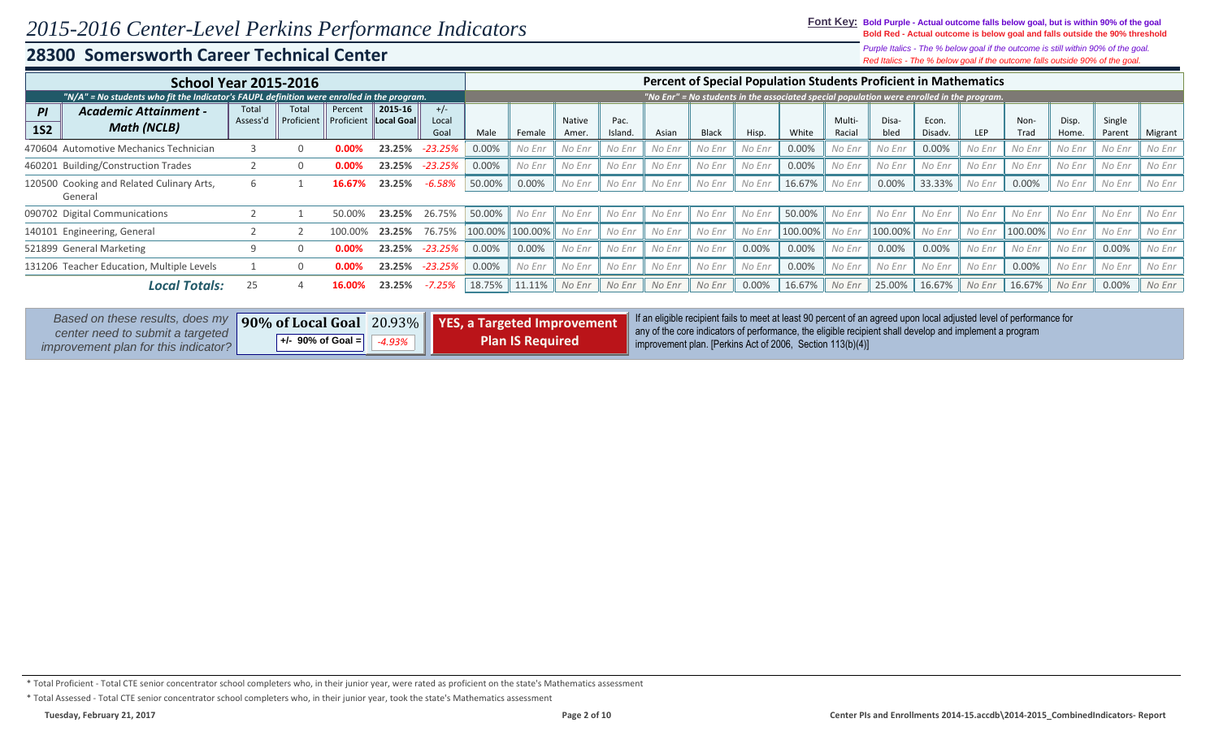# 2015-2016 Center-Level Perkins Performance Indicators

## 28300 Somersworth Career Technical Center

**Font Key:** **Bold Purple - Actual outcome falls below goal, but is within 90% of the goal**
**Bold Red - Actual outcome is below goal and falls outside the 90% threshold**
*Purple Italics - The % below goal if the outcome is still within 90% of the goal.*
*Red Italics - The % below goal if the outcome falls outside 90% of the goal.*

| School Year 2015-2016 | | | | | | | Percent of Special Population Students Proficient in Mathematics | | | | | | | | | | | | | | | | | |
|---|---|---|---|---|---|---|---|---|---|---|---|---|---|---|---|---|---|---|---|---|---|---|---|---|
| *"N/A" = No students who fit the Indicator's FAUPL definition were enrolled in the program.* | | | | | | | *"No Enr" = No students in the associated special population were enrolled in the program.* | | | | | | | | | | | | | | | | | |
| **PI 1S2** | **Academic Attainment - Math (NCLB)** | Total Assess'd | Total Proficient | Percent Proficient | 2015-16 Local Goal | +/- Local Goal | Male | Female | Native Amer. | Pac. Island. | Asian | Black | Hisp. | White | Multi-Racial | Disa-bled | Econ. Disadv. | LEP | Non-Trad | Disp. Home. | Single Parent | Migrant |
| 470604 | Automotive Mechanics Technician | 3 | 0 | **0.00%** | **23.25%** | *-23.25%* | 0.00% | *No Enr* | *No Enr* | *No Enr* | *No Enr* | *No Enr* | *No Enr* | 0.00% | *No Enr* | *No Enr* | 0.00% | *No Enr* | *No Enr* | *No Enr* | *No Enr* | *No Enr* |
| 460201 | Building/Construction Trades | 2 | 0 | **0.00%** | **23.25%** | *-23.25%* | 0.00% | *No Enr* | *No Enr* | *No Enr* | *No Enr* | *No Enr* | *No Enr* | 0.00% | *No Enr* | *No Enr* | *No Enr* | *No Enr* | *No Enr* | *No Enr* | *No Enr* | *No Enr* |
| 120500 | Cooking and Related Culinary Arts, General | 6 | 1 | **16.67%** | **23.25%** | *-6.58%* | 50.00% | 0.00% | *No Enr* | *No Enr* | *No Enr* | *No Enr* | *No Enr* | 16.67% | *No Enr* | 0.00% | 33.33% | *No Enr* | 0.00% | *No Enr* | *No Enr* | *No Enr* |
| 090702 | Digital Communications | 2 | 1 | 50.00% | **23.25%** | 26.75% | 50.00% | *No Enr* | *No Enr* | *No Enr* | *No Enr* | *No Enr* | *No Enr* | 50.00% | *No Enr* | *No Enr* | *No Enr* | *No Enr* | *No Enr* | *No Enr* | *No Enr* | *No Enr* |
| 140101 | Engineering, General | 2 | 2 | 100.00% | **23.25%** | 76.75% | 100.00% | 100.00% | *No Enr* | *No Enr* | *No Enr* | *No Enr* | *No Enr* | 100.00% | *No Enr* | 100.00% | *No Enr* | *No Enr* | 100.00% | *No Enr* | *No Enr* | *No Enr* |
| 521899 | General Marketing | 9 | 0 | **0.00%** | **23.25%** | *-23.25%* | 0.00% | 0.00% | *No Enr* | *No Enr* | *No Enr* | *No Enr* | 0.00% | 0.00% | *No Enr* | 0.00% | 0.00% | *No Enr* | *No Enr* | *No Enr* | 0.00% | *No Enr* |
| 131206 | Teacher Education, Multiple Levels | 1 | 0 | **0.00%** | **23.25%** | *-23.25%* | 0.00% | *No Enr* | *No Enr* | *No Enr* | *No Enr* | *No Enr* | *No Enr* | 0.00% | *No Enr* | *No Enr* | *No Enr* | *No Enr* | 0.00% | *No Enr* | *No Enr* | *No Enr* |
| | ***Local Totals:*** | 25 | 4 | **16.00%** | **23.25%** | *-7.25%* | 18.75% | 11.11% | *No Enr* | *No Enr* | *No Enr* | *No Enr* | 0.00% | 16.67% | *No Enr* | 25.00% | 16.67% | *No Enr* | 16.67% | *No Enr* | 0.00% | *No Enr* |

*Based on these results, does my center need to submit a targeted improvement plan for this indicator?*

| **90% of Local Goal** | 20.93% |
|---|---|
| **+/- 90% of Goal =** | *-4.93%* |

**YES, a Targeted Improvement Plan IS Required**

If an eligible recipient fails to meet at least 90 percent of an agreed upon local adjusted level of performance for any of the core indicators of performance, the eligible recipient shall develop and implement a program improvement plan. [Perkins Act of 2006, Section 113(b)(4)]

* Total Proficient - Total CTE senior concentrator school completers who, in their junior year, were rated as proficient on the state's Mathematics assessment

* Total Assessed - Total CTE senior concentrator school completers who, in their junior year, took the state's Mathematics assessment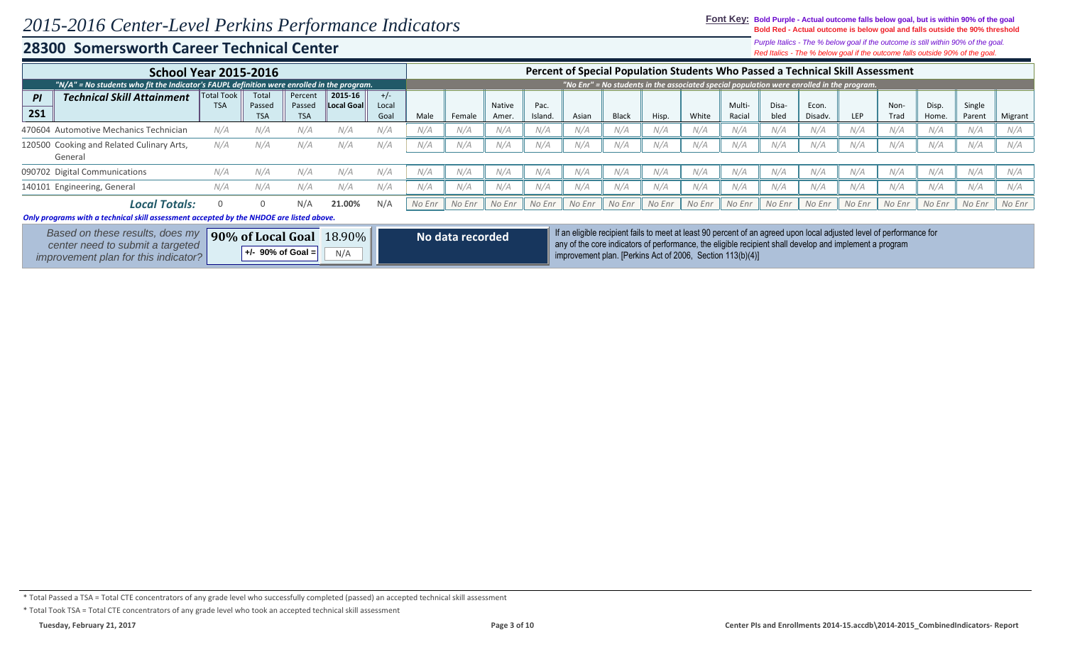# 2015-2016 Center-Level Perkins Performance Indicators

**Font Key:** **Bold Purple - Actual outcome falls below goal, but is within 90% of the goal**
**Bold Red - Actual outcome is below goal and falls outside the 90% threshold**
*Purple Italics - The % below goal if the outcome is still within 90% of the goal.*
*Red Italics - The % below goal if the outcome falls outside 90% of the goal.*

## 28300 Somersworth Career Technical Center

| School Year 2015-2016 | | | | | | Percent of Special Population Students Who Passed a Technical Skill Assessment | | | | | | | | | | | | | | | | |
|---|---|---|---|---|---|---|---|---|---|---|---|---|---|---|---|---|---|---|---|---|---|---|
| *"N/A" = No students who fit the Indicator's FAUPL definition were enrolled in the program.* | | | | | | *"No Enr" = No students in the associated special population were enrolled in the program.* | | | | | | | | | | | | | | | | |
| **PI 2S1** **Technical Skill Attainment** | Total Took TSA | Total Passed TSA | Percent Passed TSA | 2015-16 Local Goal | +/- Local Goal | Male | Female | Native Amer. | Pac. Island. | Asian | Black | Hisp. | White | Multi-Racial | Disa-bled | Econ. Disadv. | LEP | Non-Trad | Disp. Home. | Single Parent | Migrant |
| 470604 Automotive Mechanics Technician | N/A | N/A | N/A | N/A | N/A | N/A | N/A | N/A | N/A | N/A | N/A | N/A | N/A | N/A | N/A | N/A | N/A | N/A | N/A | N/A | N/A |
| 120500 Cooking and Related Culinary Arts, General | N/A | N/A | N/A | N/A | N/A | N/A | N/A | N/A | N/A | N/A | N/A | N/A | N/A | N/A | N/A | N/A | N/A | N/A | N/A | N/A | N/A |
| 090702 Digital Communications | N/A | N/A | N/A | N/A | N/A | N/A | N/A | N/A | N/A | N/A | N/A | N/A | N/A | N/A | N/A | N/A | N/A | N/A | N/A | N/A | N/A |
| 140101 Engineering, General | N/A | N/A | N/A | N/A | N/A | N/A | N/A | N/A | N/A | N/A | N/A | N/A | N/A | N/A | N/A | N/A | N/A | N/A | N/A | N/A | N/A |
| ***Local Totals:*** | 0 | 0 | N/A | **21.00%** | N/A | No Enr | No Enr | No Enr | No Enr | No Enr | No Enr | No Enr | No Enr | No Enr | No Enr | No Enr | No Enr | No Enr | No Enr | No Enr | No Enr |

***Only programs with a technical skill assessment accepted by the NHDOE are listed above.***

*Based on these results, does my center need to submit a targeted improvement plan for this indicator?*

| **90% of Local Goal** | 18.90% |
|---|---|
| **+/- 90% of Goal =** | N/A |

**No data recorded**

If an eligible recipient fails to meet at least 90 percent of an agreed upon local adjusted level of performance for any of the core indicators of performance, the eligible recipient shall develop and implement a program improvement plan. [Perkins Act of 2006, Section 113(b)(4)]

* Total Passed a TSA = Total CTE concentrators of any grade level who successfully completed (passed) an accepted technical skill assessment

* Total Took TSA = Total CTE concentrators of any grade level who took an accepted technical skill assessment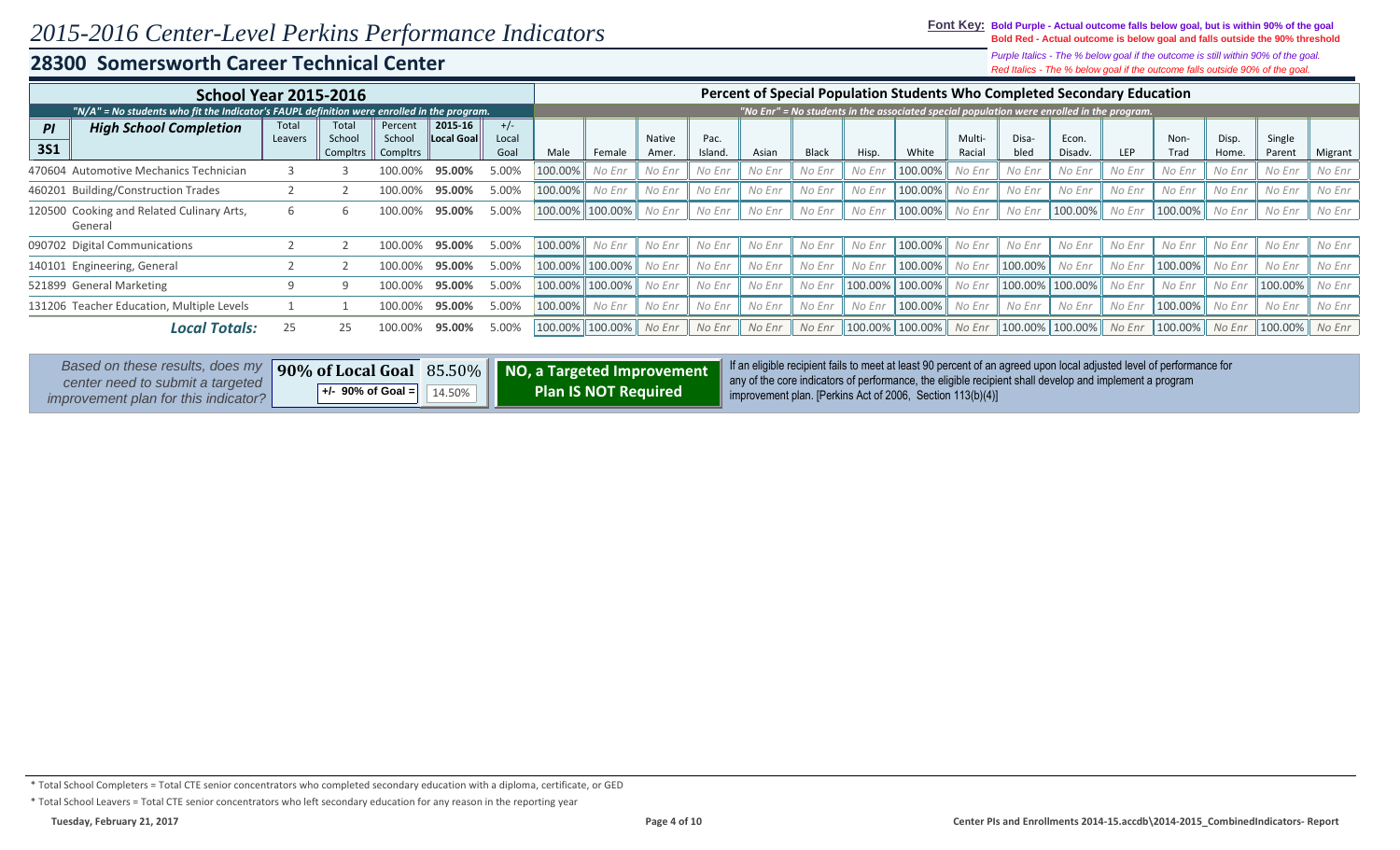# 2015-2016 Center-Level Perkins Performance Indicators

## 28300 Somersworth Career Technical Center

**Font Key:** **Bold Purple - Actual outcome falls below goal, but is within 90% of the goal**
**Bold Red - Actual outcome is below goal and falls outside the 90% threshold**
*Purple Italics - The % below goal if the outcome is still within 90% of the goal.*
*Red Italics - The % below goal if the outcome falls outside 90% of the goal.*

**School Year 2015-2016**

*"N/A" = No students who fit the Indicator's FAUPL definition were enrolled in the program.*

**Percent of Special Population Students Who Completed Secondary Education**

*"No Enr" = No students in the associated special population were enrolled in the program.*

| PI 3S1 High School Completion | Total Leavers | Total School Compltrs | Percent School Compltrs | 2015-16 Local Goal | +/- Local Goal | Male | Female | Native Amer. | Pac. Island. | Asian | Black | Hisp. | White | Multi-Racial | Disabled | Econ. Disadv. | LEP | Non-Trad | Disp. Home. | Single Parent | Migrant |
|---|---|---|---|---|---|---|---|---|---|---|---|---|---|---|---|---|---|---|---|---|---|
| 470604 Automotive Mechanics Technician | 3 | 3 | 100.00% | **95.00%** | 5.00% | 100.00% | *No Enr* | *No Enr* | *No Enr* | *No Enr* | *No Enr* | *No Enr* | 100.00% | *No Enr* | *No Enr* | *No Enr* | *No Enr* | *No Enr* | *No Enr* | *No Enr* | *No Enr* |
| 460201 Building/Construction Trades | 2 | 2 | 100.00% | **95.00%** | 5.00% | 100.00% | *No Enr* | *No Enr* | *No Enr* | *No Enr* | *No Enr* | *No Enr* | 100.00% | *No Enr* | *No Enr* | *No Enr* | *No Enr* | *No Enr* | *No Enr* | *No Enr* | *No Enr* |
| 120500 Cooking and Related Culinary Arts, General | 6 | 6 | 100.00% | **95.00%** | 5.00% | 100.00% | 100.00% | *No Enr* | *No Enr* | *No Enr* | *No Enr* | *No Enr* | 100.00% | *No Enr* | *No Enr* | 100.00% | *No Enr* | 100.00% | *No Enr* | *No Enr* | *No Enr* |
| 090702 Digital Communications | 2 | 2 | 100.00% | **95.00%** | 5.00% | 100.00% | *No Enr* | *No Enr* | *No Enr* | *No Enr* | *No Enr* | *No Enr* | 100.00% | *No Enr* | *No Enr* | *No Enr* | *No Enr* | *No Enr* | *No Enr* | *No Enr* | *No Enr* |
| 140101 Engineering, General | 2 | 2 | 100.00% | **95.00%** | 5.00% | 100.00% | 100.00% | *No Enr* | *No Enr* | *No Enr* | *No Enr* | *No Enr* | 100.00% | *No Enr* | 100.00% | *No Enr* | *No Enr* | 100.00% | *No Enr* | *No Enr* | *No Enr* |
| 521899 General Marketing | 9 | 9 | 100.00% | **95.00%** | 5.00% | 100.00% | 100.00% | *No Enr* | *No Enr* | *No Enr* | *No Enr* | 100.00% | 100.00% | *No Enr* | 100.00% | 100.00% | *No Enr* | *No Enr* | *No Enr* | 100.00% | *No Enr* |
| 131206 Teacher Education, Multiple Levels | 1 | 1 | 100.00% | **95.00%** | 5.00% | 100.00% | *No Enr* | *No Enr* | *No Enr* | *No Enr* | *No Enr* | *No Enr* | 100.00% | *No Enr* | *No Enr* | *No Enr* | *No Enr* | 100.00% | *No Enr* | *No Enr* | *No Enr* |
| ***Local Totals:*** | 25 | 25 | 100.00% | **95.00%** | 5.00% | 100.00% | 100.00% | *No Enr* | *No Enr* | *No Enr* | *No Enr* | 100.00% | 100.00% | *No Enr* | 100.00% | 100.00% | *No Enr* | 100.00% | *No Enr* | 100.00% | *No Enr* |

*Based on these results, does my center need to submit a targeted improvement plan for this indicator?*

| **90% of Local Goal** | 85.50% |
|---|---|
| **+/- 90% of Goal =** | 14.50% |

**NO, a Targeted Improvement Plan IS NOT Required**

If an eligible recipient fails to meet at least 90 percent of an agreed upon local adjusted level of performance for any of the core indicators of performance, the eligible recipient shall develop and implement a program improvement plan. [Perkins Act of 2006, Section 113(b)(4)]

\* Total School Completers = Total CTE senior concentrators who completed secondary education with a diploma, certificate, or GED

\* Total School Leavers = Total CTE senior concentrators who left secondary education for any reason in the reporting year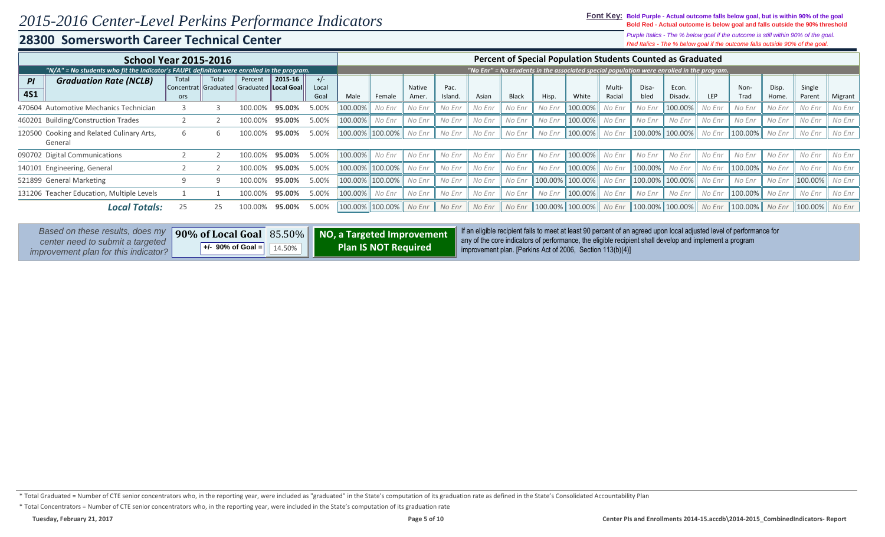# 2015-2016 Center-Level Perkins Performance Indicators

## 28300 Somersworth Career Technical Center

**Font Key:** **Bold Purple - Actual outcome falls below goal, but is within 90% of the goal**
**Bold Red - Actual outcome is below goal and falls outside the 90% threshold**
*Purple Italics - The % below goal if the outcome is still within 90% of the goal.*
*Red Italics - The % below goal if the outcome falls outside 90% of the goal.*

| School Year 2015-2016 | | | | | | | Percent of Special Population Students Counted as Graduated | | | | | | | | | | | | | | | | |
|---|---|---|---|---|---|---|---|---|---|---|---|---|---|---|---|---|---|---|---|---|---|---|---|
| "N/A" = No students who fit the Indicator's FAUPL definition were enrolled in the program. | | | | | | | "No Enr" = No students in the associated special population were enrolled in the program. | | | | | | | | | | | | | | | | |
| PI 4S1 | Graduation Rate (NCLB) | Total Concentrators | Total Graduated | Percent Graduated | 2015-16 Local Goal | +/- Local Goal | Male | Female | Native Amer. | Pac. Island. | Asian | Black | Hisp. | White | Multi-Racial | Disabled | Econ. Disadv. | LEP | Non-Trad | Disp. Home. | Single Parent | Migrant |
| 470604 | Automotive Mechanics Technician | 3 | 3 | 100.00% | **95.00%** | 5.00% | 100.00% | *No Enr* | *No Enr* | *No Enr* | *No Enr* | *No Enr* | *No Enr* | 100.00% | *No Enr* | *No Enr* | 100.00% | *No Enr* | *No Enr* | *No Enr* | *No Enr* | *No Enr* |
| 460201 | Building/Construction Trades | 2 | 2 | 100.00% | **95.00%** | 5.00% | 100.00% | *No Enr* | *No Enr* | *No Enr* | *No Enr* | *No Enr* | *No Enr* | 100.00% | *No Enr* | *No Enr* | *No Enr* | *No Enr* | *No Enr* | *No Enr* | *No Enr* | *No Enr* |
| 120500 | Cooking and Related Culinary Arts, General | 6 | 6 | 100.00% | **95.00%** | 5.00% | 100.00% | 100.00% | *No Enr* | *No Enr* | *No Enr* | *No Enr* | *No Enr* | 100.00% | *No Enr* | 100.00% | 100.00% | *No Enr* | 100.00% | *No Enr* | *No Enr* | *No Enr* |
| 090702 | Digital Communications | 2 | 2 | 100.00% | **95.00%** | 5.00% | 100.00% | *No Enr* | *No Enr* | *No Enr* | *No Enr* | *No Enr* | *No Enr* | 100.00% | *No Enr* | *No Enr* | *No Enr* | *No Enr* | *No Enr* | *No Enr* | *No Enr* | *No Enr* |
| 140101 | Engineering, General | 2 | 2 | 100.00% | **95.00%** | 5.00% | 100.00% | 100.00% | *No Enr* | *No Enr* | *No Enr* | *No Enr* | *No Enr* | 100.00% | *No Enr* | 100.00% | *No Enr* | *No Enr* | 100.00% | *No Enr* | *No Enr* | *No Enr* |
| 521899 | General Marketing | 9 | 9 | 100.00% | **95.00%** | 5.00% | 100.00% | 100.00% | *No Enr* | *No Enr* | *No Enr* | *No Enr* | 100.00% | 100.00% | *No Enr* | 100.00% | 100.00% | *No Enr* | *No Enr* | *No Enr* | 100.00% | *No Enr* |
| 131206 | Teacher Education, Multiple Levels | 1 | 1 | 100.00% | **95.00%** | 5.00% | 100.00% | *No Enr* | *No Enr* | *No Enr* | *No Enr* | *No Enr* | *No Enr* | 100.00% | *No Enr* | *No Enr* | *No Enr* | *No Enr* | 100.00% | *No Enr* | *No Enr* | *No Enr* |
| | ***Local Totals:*** | 25 | 25 | 100.00% | **95.00%** | 5.00% | 100.00% | 100.00% | *No Enr* | *No Enr* | *No Enr* | *No Enr* | 100.00% | 100.00% | *No Enr* | 100.00% | 100.00% | *No Enr* | 100.00% | *No Enr* | 100.00% | *No Enr* |

*Based on these results, does my center need to submit a targeted improvement plan for this indicator?*

| **90% of Local Goal** | 85.50% |
|---|---|
| **+/- 90% of Goal =** | 14.50% |

**NO, a Targeted Improvement Plan IS NOT Required**

If an eligible recipient fails to meet at least 90 percent of an agreed upon local adjusted level of performance for any of the core indicators of performance, the eligible recipient shall develop and implement a program improvement plan. [Perkins Act of 2006, Section 113(b)(4)]

\* Total Graduated = Number of CTE senior concentrators who, in the reporting year, were included as "graduated" in the State's computation of its graduation rate as defined in the State's Consolidated Accountability Plan

\* Total Concentrators = Number of CTE senior concentrators who, in the reporting year, were included in the State's computation of its graduation rate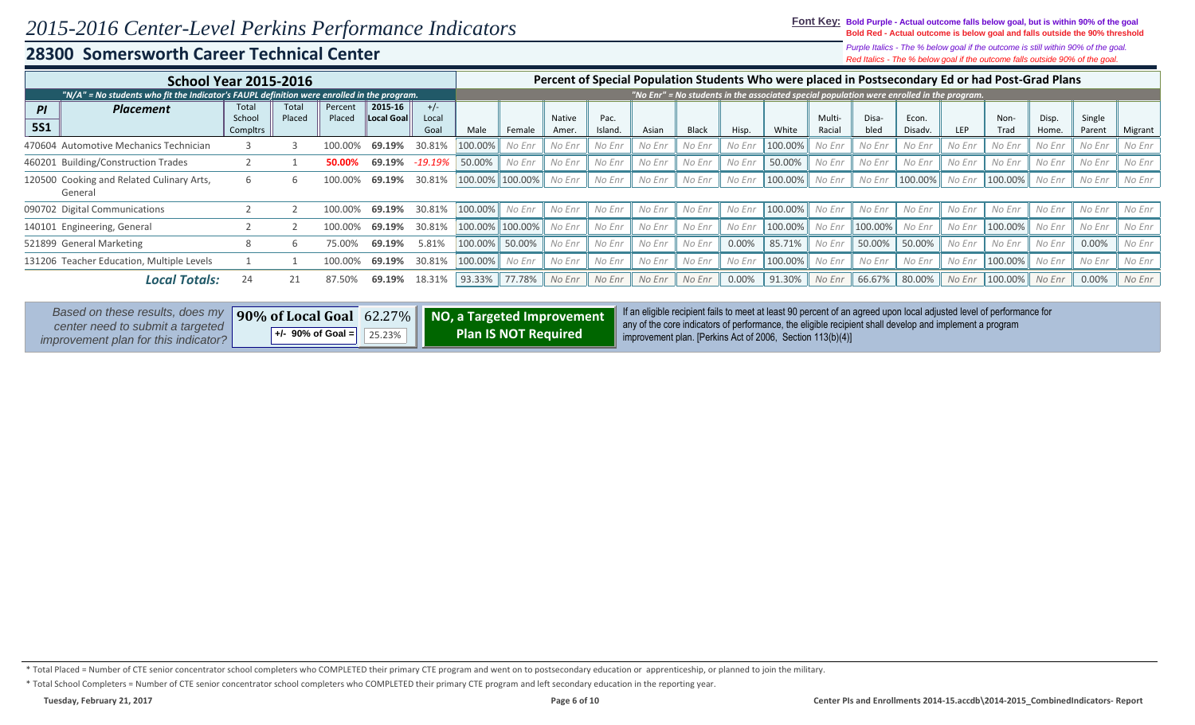# 2015-2016 Center-Level Perkins Performance Indicators

**Font Key:** **Bold Purple - Actual outcome falls below goal, but is within 90% of the goal**
**Bold Red - Actual outcome is below goal and falls outside the 90% threshold**
*Purple Italics - The % below goal if the outcome is still within 90% of the goal.*
*Red Italics - The % below goal if the outcome falls outside 90% of the goal.*

## 28300 Somersworth Career Technical Center

| School Year 2015-2016 | | | | | | | Percent of Special Population Students Who were placed in Postsecondary Ed or had Post-Grad Plans | | | | | | | | | | | | | | | | |
|---|---|---|---|---|---|---|---|---|---|---|---|---|---|---|---|---|---|---|---|---|---|---|---|
| "N/A" = No students who fit the Indicator's FAUPL definition were enrolled in the program. | | | | | | | "No Enr" = No students in the associated special population were enrolled in the program. | | | | | | | | | | | | | | | | |
| PI 5S1 | Placement | Total School Compltrs | Total Placed | Percent Placed | 2015-16 Local Goal | +/- Local Goal | Male | Female | Native Amer. | Pac. Island. | Asian | Black | Hisp. | White | Multi-Racial | Disa-bled | Econ. Disadv. | LEP | Non-Trad | Disp. Home. | Single Parent | Migrant |
| 470604 | Automotive Mechanics Technician | 3 | 3 | 100.00% | **69.19%** | 30.81% | 100.00% | *No Enr* | *No Enr* | *No Enr* | *No Enr* | *No Enr* | *No Enr* | 100.00% | *No Enr* | *No Enr* | *No Enr* | *No Enr* | *No Enr* | *No Enr* | *No Enr* | *No Enr* |
| 460201 | Building/Construction Trades | 2 | 1 | **50.00%** | **69.19%** | *-19.19%* | 50.00% | *No Enr* | *No Enr* | *No Enr* | *No Enr* | *No Enr* | *No Enr* | 50.00% | *No Enr* | *No Enr* | *No Enr* | *No Enr* | *No Enr* | *No Enr* | *No Enr* | *No Enr* |
| 120500 | Cooking and Related Culinary Arts, General | 6 | 6 | 100.00% | **69.19%** | 30.81% | 100.00% | 100.00% | *No Enr* | *No Enr* | *No Enr* | *No Enr* | *No Enr* | 100.00% | *No Enr* | *No Enr* | 100.00% | *No Enr* | 100.00% | *No Enr* | *No Enr* | *No Enr* |
| 090702 | Digital Communications | 2 | 2 | 100.00% | **69.19%** | 30.81% | 100.00% | *No Enr* | *No Enr* | *No Enr* | *No Enr* | *No Enr* | *No Enr* | 100.00% | *No Enr* | *No Enr* | *No Enr* | *No Enr* | *No Enr* | *No Enr* | *No Enr* | *No Enr* |
| 140101 | Engineering, General | 2 | 2 | 100.00% | **69.19%** | 30.81% | 100.00% | 100.00% | *No Enr* | *No Enr* | *No Enr* | *No Enr* | *No Enr* | 100.00% | *No Enr* | 100.00% | *No Enr* | *No Enr* | 100.00% | *No Enr* | *No Enr* | *No Enr* |
| 521899 | General Marketing | 8 | 6 | 75.00% | **69.19%** | 5.81% | 100.00% | 50.00% | *No Enr* | *No Enr* | *No Enr* | *No Enr* | 0.00% | 85.71% | *No Enr* | 50.00% | 50.00% | *No Enr* | *No Enr* | *No Enr* | 0.00% | *No Enr* |
| 131206 | Teacher Education, Multiple Levels | 1 | 1 | 100.00% | **69.19%** | 30.81% | 100.00% | *No Enr* | *No Enr* | *No Enr* | *No Enr* | *No Enr* | *No Enr* | 100.00% | *No Enr* | *No Enr* | *No Enr* | *No Enr* | 100.00% | *No Enr* | *No Enr* | *No Enr* |
| | ***Local Totals:*** | 24 | 21 | 87.50% | **69.19%** | 18.31% | 93.33% | 77.78% | *No Enr* | *No Enr* | *No Enr* | *No Enr* | 0.00% | 91.30% | *No Enr* | 66.67% | 80.00% | *No Enr* | 100.00% | *No Enr* | 0.00% | *No Enr* |

*Based on these results, does my center need to submit a targeted improvement plan for this indicator?*

| **90% of Local Goal** | 62.27% |
|---|---|
| **+/- 90% of Goal =** | 25.23% |

**NO, a Targeted Improvement Plan IS NOT Required**

If an eligible recipient fails to meet at least 90 percent of an agreed upon local adjusted level of performance for any of the core indicators of performance, the eligible recipient shall develop and implement a program improvement plan. [Perkins Act of 2006, Section 113(b)(4)]

* Total Placed = Number of CTE senior concentrator school completers who COMPLETED their primary CTE program and went on to postsecondary education or apprenticeship, or planned to join the military.

* Total School Completers = Number of CTE senior concentrator school completers who COMPLETED their primary CTE program and left secondary education in the reporting year.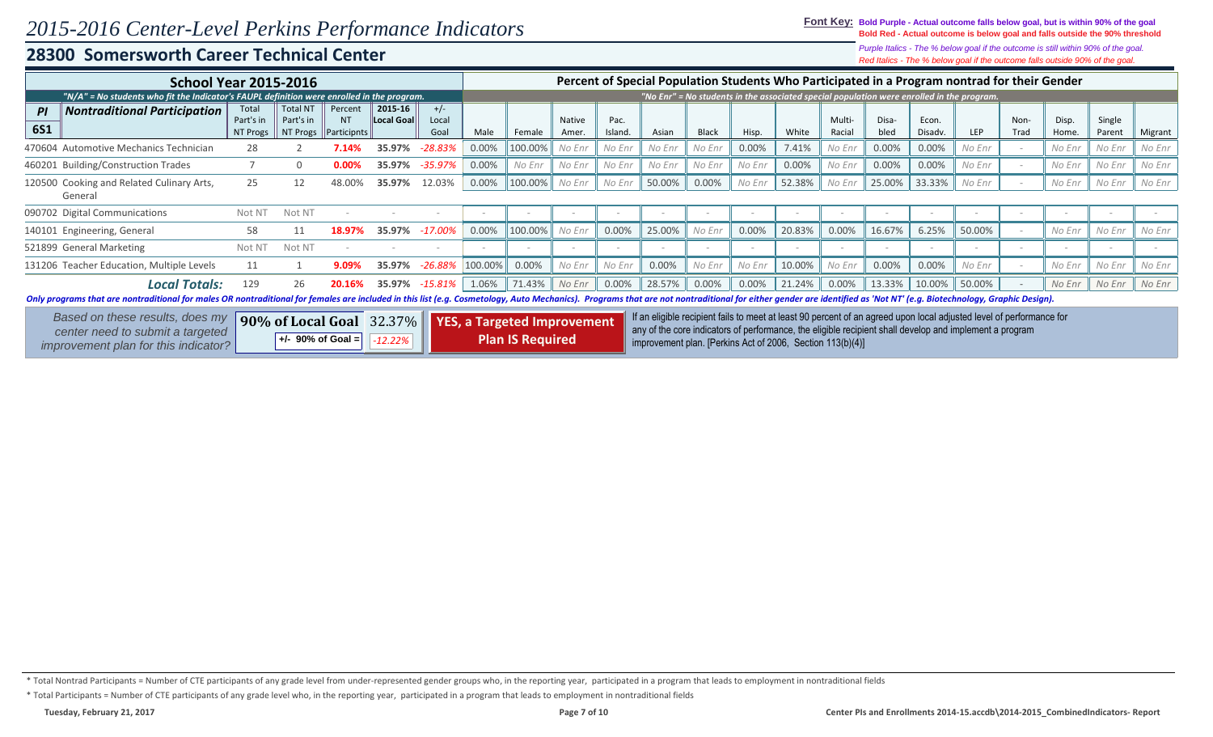# 2015-2016 Center-Level Perkins Performance Indicators

## 28300 Somersworth Career Technical Center

**Font Key:** **Bold Purple - Actual outcome falls below goal, but is within 90% of the goal**
**Bold Red - Actual outcome is below goal and falls outside the 90% threshold**
*Purple Italics - The % below goal if the outcome is still within 90% of the goal.*
*Red Italics - The % below goal if the outcome falls outside 90% of the goal.*

**School Year 2015-2016**

*"N/A" = No students who fit the Indicator's FAUPL definition were enrolled in the program.*

**Percent of Special Population Students Who Participated in a Program nontrad for their Gender**

*"No Enr" = No students in the associated special population were enrolled in the program.*

| PI 6S1 | Nontraditional Participation | Total Part's in NT Progs | Total NT Part's in NT Progs | Percent NT Participnts | 2015-16 Local Goal | +/- Local Goal | Male | Female | Native Amer. | Pac. Island. | Asian | Black | Hisp. | White | Multi-Racial | Disa-bled | Econ. Disadv. | LEP | Non-Trad | Disp. Home. | Single Parent | Migrant |
|---|---|---|---|---|---|---|---|---|---|---|---|---|---|---|---|---|---|---|---|---|---|---|
| 470604 | Automotive Mechanics Technician | 28 | 2 | **7.14%** | **35.97%** | *-28.83%* | 0.00% | 100.00% | *No Enr* | *No Enr* | *No Enr* | *No Enr* | 0.00% | 7.41% | *No Enr* | 0.00% | 0.00% | *No Enr* | - | *No Enr* | *No Enr* | *No Enr* |
| 460201 | Building/Construction Trades | 7 | 0 | **0.00%** | **35.97%** | *-35.97%* | 0.00% | *No Enr* | *No Enr* | *No Enr* | *No Enr* | *No Enr* | *No Enr* | 0.00% | *No Enr* | 0.00% | 0.00% | *No Enr* | - | *No Enr* | *No Enr* | *No Enr* |
| 120500 | Cooking and Related Culinary Arts, General | 25 | 12 | 48.00% | **35.97%** | 12.03% | 0.00% | 100.00% | *No Enr* | *No Enr* | 50.00% | 0.00% | *No Enr* | 52.38% | *No Enr* | 25.00% | 33.33% | *No Enr* | - | *No Enr* | *No Enr* | *No Enr* |
| 090702 | Digital Communications | Not NT | Not NT | - | - | - | - | - | - | - | - | - | - | - | - | - | - | - | - | - | - | - |
| 140101 | Engineering, General | 58 | 11 | **18.97%** | **35.97%** | *-17.00%* | 0.00% | 100.00% | *No Enr* | 0.00% | 25.00% | *No Enr* | 0.00% | 20.83% | 0.00% | 16.67% | 6.25% | 50.00% | - | *No Enr* | *No Enr* | *No Enr* |
| 521899 | General Marketing | Not NT | Not NT | - | - | - | - | - | - | - | - | - | - | - | - | - | - | - | - | - | - | - |
| 131206 | Teacher Education, Multiple Levels | 11 | 1 | **9.09%** | **35.97%** | *-26.88%* | 100.00% | 0.00% | *No Enr* | *No Enr* | 0.00% | *No Enr* | *No Enr* | 10.00% | *No Enr* | 0.00% | 0.00% | *No Enr* | - | *No Enr* | *No Enr* | *No Enr* |
| | ***Local Totals:*** | 129 | 26 | **20.16%** | **35.97%** | *-15.81%* | 1.06% | 71.43% | *No Enr* | 0.00% | 28.57% | 0.00% | 0.00% | 21.24% | 0.00% | 13.33% | 10.00% | 50.00% | - | *No Enr* | *No Enr* | *No Enr* |

***Only programs that are nontraditional for males OR nontraditional for females are included in this list (e.g. Cosmetology, Auto Mechanics). Programs that are not nontraditional for either gender are identified as 'Not NT' (e.g. Biotechnology, Graphic Design).***

*Based on these results, does my center need to submit a targeted improvement plan for this indicator?*

**90% of Local Goal** 32.37%
**+/- 90% of Goal =** *-12.22%*

**YES, a Targeted Improvement Plan IS Required**

If an eligible recipient fails to meet at least 90 percent of an agreed upon local adjusted level of performance for any of the core indicators of performance, the eligible recipient shall develop and implement a program improvement plan. [Perkins Act of 2006, Section 113(b)(4)]

\* Total Nontrad Participants = Number of CTE participants of any grade level from under-represented gender groups who, in the reporting year, participated in a program that leads to employment in nontraditional fields

\* Total Participants = Number of CTE participants of any grade level who, in the reporting year, participated in a program that leads to employment in nontraditional fields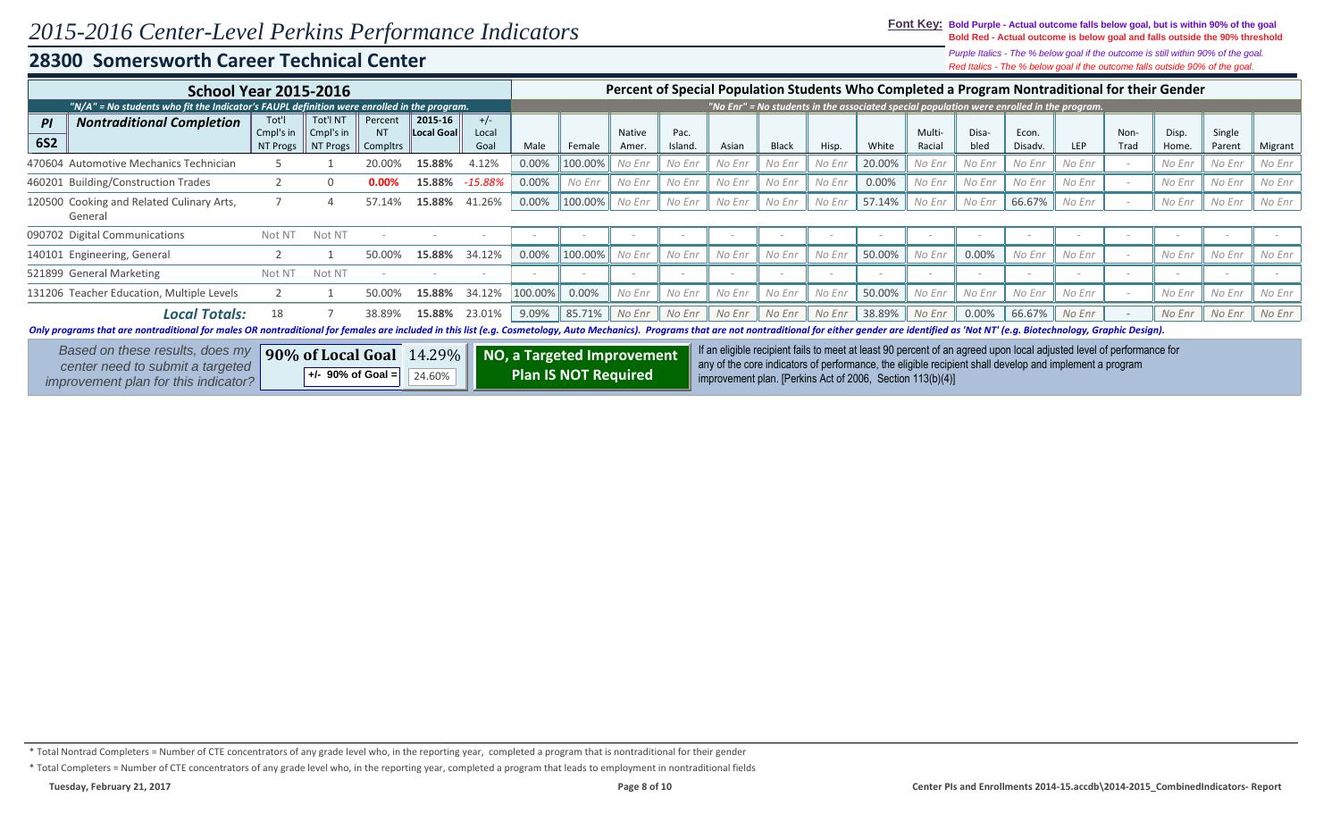# 2015-2016 Center-Level Perkins Performance Indicators

**Font Key:** **Bold Purple - Actual outcome falls below goal, but is within 90% of the goal**
**Bold Red - Actual outcome is below goal and falls outside the 90% threshold**
*Purple Italics - The % below goal if the outcome is still within 90% of the goal.*
*Red Italics - The % below goal if the outcome falls outside 90% of the goal.*

## 28300 Somersworth Career Technical Center

| School Year 2015-2016 | | | | | | | Percent of Special Population Students Who Completed a Program Nontraditional for their Gender | | | | | | | | | | | | | | | | |
|---|---|---|---|---|---|---|---|---|---|---|---|---|---|---|---|---|---|---|---|---|---|---|---|
| *"N/A" = No students who fit the Indicator's FAUPL definition were enrolled in the program.* | | | | | | | *"No Enr" = No students in the associated special population were enrolled in the program.* | | | | | | | | | | | | | | | | |
| PI 6S2 | Nontraditional Completion | Tot'l Cmpl's in NT Progs | Tot'l NT Cmpl's in NT Progs | Percent NT Compltrs | 2015-16 Local Goal | +/- Local Goal | Male | Female | Native Amer. | Pac. Island. | Asian | Black | Hisp. | White | Multi-Racial | Disa-bled | Econ. Disadv. | LEP | Non-Trad | Disp. Home. | Single Parent | Migrant |
| 470604 | Automotive Mechanics Technician | 5 | 1 | 20.00% | **15.88%** | 4.12% | 0.00% | 100.00% | *No Enr* | *No Enr* | *No Enr* | *No Enr* | *No Enr* | 20.00% | *No Enr* | *No Enr* | *No Enr* | *No Enr* | - | *No Enr* | *No Enr* | *No Enr* |
| 460201 | Building/Construction Trades | 2 | 0 | **0.00%** | **15.88%** | *-15.88%* | 0.00% | *No Enr* | *No Enr* | *No Enr* | *No Enr* | *No Enr* | *No Enr* | 0.00% | *No Enr* | *No Enr* | *No Enr* | *No Enr* | - | *No Enr* | *No Enr* | *No Enr* |
| 120500 | Cooking and Related Culinary Arts, General | 7 | 4 | 57.14% | **15.88%** | 41.26% | 0.00% | 100.00% | *No Enr* | *No Enr* | *No Enr* | *No Enr* | *No Enr* | 57.14% | *No Enr* | *No Enr* | 66.67% | *No Enr* | - | *No Enr* | *No Enr* | *No Enr* |
| 090702 | Digital Communications | Not NT | Not NT | - | - | - | - | - | - | - | - | - | - | - | - | - | - | - | - | - | - | - |
| 140101 | Engineering, General | 2 | 1 | 50.00% | **15.88%** | 34.12% | 0.00% | 100.00% | *No Enr* | *No Enr* | *No Enr* | *No Enr* | *No Enr* | 50.00% | *No Enr* | 0.00% | *No Enr* | *No Enr* | - | *No Enr* | *No Enr* | *No Enr* |
| 521899 | General Marketing | Not NT | Not NT | - | - | - | - | - | - | - | - | - | - | - | - | - | - | - | - | - | - | - |
| 131206 | Teacher Education, Multiple Levels | 2 | 1 | 50.00% | **15.88%** | 34.12% | 100.00% | 0.00% | *No Enr* | *No Enr* | *No Enr* | *No Enr* | *No Enr* | 50.00% | *No Enr* | *No Enr* | *No Enr* | *No Enr* | - | *No Enr* | *No Enr* | *No Enr* |
| | ***Local Totals:*** | 18 | 7 | 38.89% | **15.88%** | 23.01% | 9.09% | 85.71% | *No Enr* | *No Enr* | *No Enr* | *No Enr* | *No Enr* | 38.89% | *No Enr* | 0.00% | 66.67% | *No Enr* | - | *No Enr* | *No Enr* | *No Enr* |

***Only programs that are nontraditional for males OR nontraditional for females are included in this list (e.g. Cosmetology, Auto Mechanics). Programs that are not nontraditional for either gender are identified as 'Not NT' (e.g. Biotechnology, Graphic Design).***

*Based on these results, does my center need to submit a targeted improvement plan for this indicator?*

**90% of Local Goal** 14.29%
**+/- 90% of Goal =** 24.60%

**NO, a Targeted Improvement Plan IS NOT Required**

If an eligible recipient fails to meet at least 90 percent of an agreed upon local adjusted level of performance for any of the core indicators of performance, the eligible recipient shall develop and implement a program improvement plan. [Perkins Act of 2006, Section 113(b)(4)]

\* Total Nontrad Completers = Number of CTE concentrators of any grade level who, in the reporting year, completed a program that is nontraditional for their gender

\* Total Completers = Number of CTE concentrators of any grade level who, in the reporting year, completed a program that leads to employment in nontraditional fields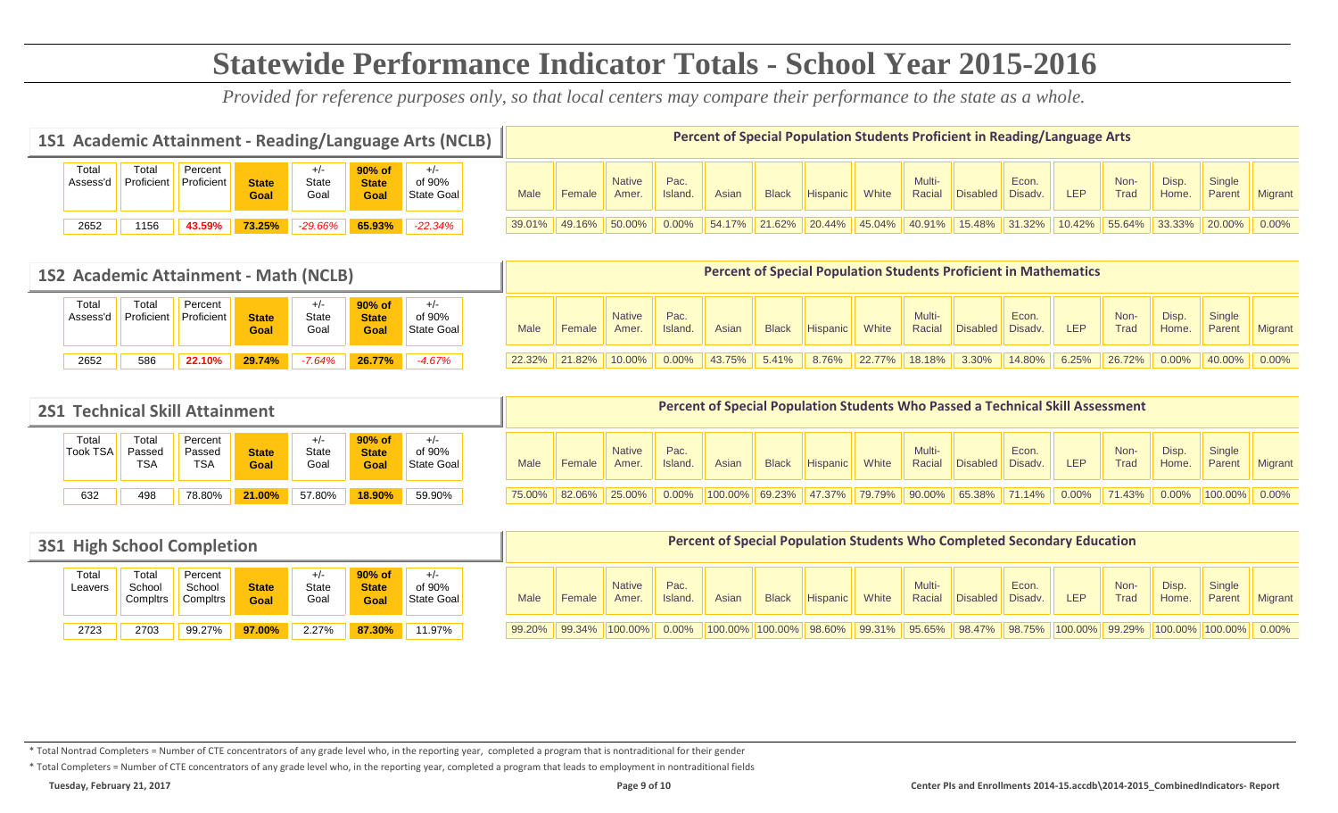# Statewide Performance Indicator Totals - School Year 2015-2016

*Provided for reference purposes only, so that local centers may compare their performance to the state as a whole.*

## 1S1 Academic Attainment - Reading/Language Arts (NCLB)

| Total Assess'd | Total Proficient | Percent Proficient | State Goal | +/- State Goal | 90% of State Goal | +/- of 90% State Goal |
|---|---|---|---|---|---|---|
| 2652 | 1156 | 43.59% | 73.25% | -29.66% | 65.93% | -22.34% |

**Percent of Special Population Students Proficient in Reading/Language Arts**

| Male | Female | Native Amer. | Pac. Island. | Asian | Black | Hispanic | White | Multi-Racial | Disabled | Econ. Disadv. | LEP | Non-Trad | Disp. Home. | Single Parent | Migrant |
|---|---|---|---|---|---|---|---|---|---|---|---|---|---|---|---|
| 39.01% | 49.16% | 50.00% | 0.00% | 54.17% | 21.62% | 20.44% | 45.04% | 40.91% | 15.48% | 31.32% | 10.42% | 55.64% | 33.33% | 20.00% | 0.00% |

## 1S2 Academic Attainment - Math (NCLB)

| Total Assess'd | Total Proficient | Percent Proficient | State Goal | +/- State Goal | 90% of State Goal | +/- of 90% State Goal |
|---|---|---|---|---|---|---|
| 2652 | 586 | 22.10% | 29.74% | -7.64% | 26.77% | -4.67% |

**Percent of Special Population Students Proficient in Mathematics**

| Male | Female | Native Amer. | Pac. Island. | Asian | Black | Hispanic | White | Multi-Racial | Disabled | Econ. Disadv. | LEP | Non-Trad | Disp. Home. | Single Parent | Migrant |
|---|---|---|---|---|---|---|---|---|---|---|---|---|---|---|---|
| 22.32% | 21.82% | 10.00% | 0.00% | 43.75% | 5.41% | 8.76% | 22.77% | 18.18% | 3.30% | 14.80% | 6.25% | 26.72% | 0.00% | 40.00% | 0.00% |

## 2S1 Technical Skill Attainment

| Total Took TSA | Total Passed TSA | Percent Passed TSA | State Goal | +/- State Goal | 90% of State Goal | +/- of 90% State Goal |
|---|---|---|---|---|---|---|
| 632 | 498 | 78.80% | 21.00% | 57.80% | 18.90% | 59.90% |

**Percent of Special Population Students Who Passed a Technical Skill Assessment**

| Male | Female | Native Amer. | Pac. Island. | Asian | Black | Hispanic | White | Multi-Racial | Disabled | Econ. Disadv. | LEP | Non-Trad | Disp. Home. | Single Parent | Migrant |
|---|---|---|---|---|---|---|---|---|---|---|---|---|---|---|---|
| 75.00% | 82.06% | 25.00% | 0.00% | 100.00% | 69.23% | 47.37% | 79.79% | 90.00% | 65.38% | 71.14% | 0.00% | 71.43% | 0.00% | 100.00% | 0.00% |

## 3S1 High School Completion

| Total Leavers | Total School Compltrs | Percent School Compltrs | State Goal | +/- State Goal | 90% of State Goal | +/- of 90% State Goal |
|---|---|---|---|---|---|---|
| 2723 | 2703 | 99.27% | 97.00% | 2.27% | 87.30% | 11.97% |

**Percent of Special Population Students Who Completed Secondary Education**

| Male | Female | Native Amer. | Pac. Island. | Asian | Black | Hispanic | White | Multi-Racial | Disabled | Econ. Disadv. | LEP | Non-Trad | Disp. Home. | Single Parent | Migrant |
|---|---|---|---|---|---|---|---|---|---|---|---|---|---|---|---|
| 99.20% | 99.34% | 100.00% | 0.00% | 100.00% | 100.00% | 98.60% | 99.31% | 95.65% | 98.47% | 98.75% | 100.00% | 99.29% | 100.00% | 100.00% | 0.00% |

\* Total Nontrad Completers = Number of CTE concentrators of any grade level who, in the reporting year, completed a program that is nontraditional for their gender

\* Total Completers = Number of CTE concentrators of any grade level who, in the reporting year, completed a program that leads to employment in nontraditional fields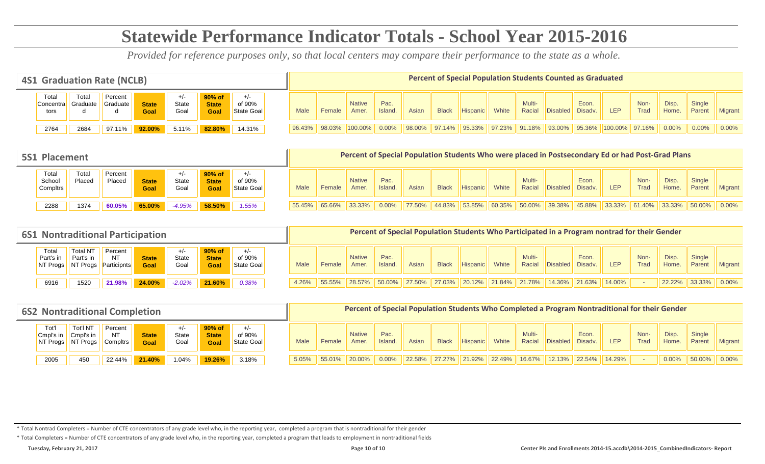# Statewide Performance Indicator Totals - School Year 2015-2016

*Provided for reference purposes only, so that local centers may compare their performance to the state as a whole.*

## 4S1 Graduation Rate (NCLB)

| Total Concentrators | Total Graduated | Percent Graduated | State Goal | +/- State Goal | 90% of State Goal | +/- of 90% State Goal |
|---|---|---|---|---|---|---|
| 2764 | 2684 | 97.11% | 92.00% | 5.11% | 82.80% | 14.31% |

**Percent of Special Population Students Counted as Graduated**

| Male | Female | Native Amer. | Pac. Island. | Asian | Black | Hispanic | White | Multi-Racial | Disabled | Econ. Disadv. | LEP | Non-Trad | Disp. Home. | Single Parent | Migrant |
|---|---|---|---|---|---|---|---|---|---|---|---|---|---|---|---|
| 96.43% | 98.03% | 100.00% | 0.00% | 98.00% | 97.14% | 95.33% | 97.23% | 91.18% | 93.00% | 95.36% | 100.00% | 97.16% | 0.00% | 0.00% | 0.00% |

## 5S1 Placement

| Total School Compltrs | Total Placed | Percent Placed | State Goal | +/- State Goal | 90% of State Goal | +/- of 90% State Goal |
|---|---|---|---|---|---|---|
| 2288 | 1374 | 60.05% | 65.00% | -4.95% | 58.50% | 1.55% |

**Percent of Special Population Students Who were placed in Postsecondary Ed or had Post-Grad Plans**

| Male | Female | Native Amer. | Pac. Island. | Asian | Black | Hispanic | White | Multi-Racial | Disabled | Econ. Disadv. | LEP | Non-Trad | Disp. Home. | Single Parent | Migrant |
|---|---|---|---|---|---|---|---|---|---|---|---|---|---|---|---|
| 55.45% | 65.66% | 33.33% | 0.00% | 77.50% | 44.83% | 53.85% | 60.35% | 50.00% | 39.38% | 45.88% | 33.33% | 61.40% | 33.33% | 50.00% | 0.00% |

## 6S1 Nontraditional Participation

| Total Part's in NT Progs | Total NT Part's in NT Progs | Percent NT Participnts | State Goal | +/- State Goal | 90% of State Goal | +/- of 90% State Goal |
|---|---|---|---|---|---|---|
| 6916 | 1520 | 21.98% | 24.00% | -2.02% | 21.60% | 0.38% |

**Percent of Special Population Students Who Participated in a Program nontrad for their Gender**

| Male | Female | Native Amer. | Pac. Island. | Asian | Black | Hispanic | White | Multi-Racial | Disabled | Econ. Disadv. | LEP | Non-Trad | Disp. Home. | Single Parent | Migrant |
|---|---|---|---|---|---|---|---|---|---|---|---|---|---|---|---|
| 4.26% | 55.55% | 28.57% | 50.00% | 27.50% | 27.03% | 20.12% | 21.84% | 21.78% | 14.36% | 21.63% | 14.00% | - | 22.22% | 33.33% | 0.00% |

## 6S2 Nontraditional Completion

| Tot'l Cmpl's in NT Progs | Tot'l NT Cmpl's in NT Progs | Percent NT Compltrs | State Goal | +/- State Goal | 90% of State Goal | +/- of 90% State Goal |
|---|---|---|---|---|---|---|
| 2005 | 450 | 22.44% | 21.40% | 1.04% | 19.26% | 3.18% |

**Percent of Special Population Students Who Completed a Program Nontraditional for their Gender**

| Male | Female | Native Amer. | Pac. Island. | Asian | Black | Hispanic | White | Multi-Racial | Disabled | Econ. Disadv. | LEP | Non-Trad | Disp. Home. | Single Parent | Migrant |
|---|---|---|---|---|---|---|---|---|---|---|---|---|---|---|---|
| 5.05% | 55.01% | 20.00% | 0.00% | 22.58% | 27.27% | 21.92% | 22.49% | 16.67% | 12.13% | 22.54% | 14.29% | - | 0.00% | 50.00% | 0.00% |

* Total Nontrad Completers = Number of CTE concentrators of any grade level who, in the reporting year, completed a program that is nontraditional for their gender

* Total Completers = Number of CTE concentrators of any grade level who, in the reporting year, completed a program that leads to employment in nontraditional fields

Tuesday, February 21, 2017

Center PIs and Enrollments 2014-15.accdb\2014-2015_CombinedIndicators- Report